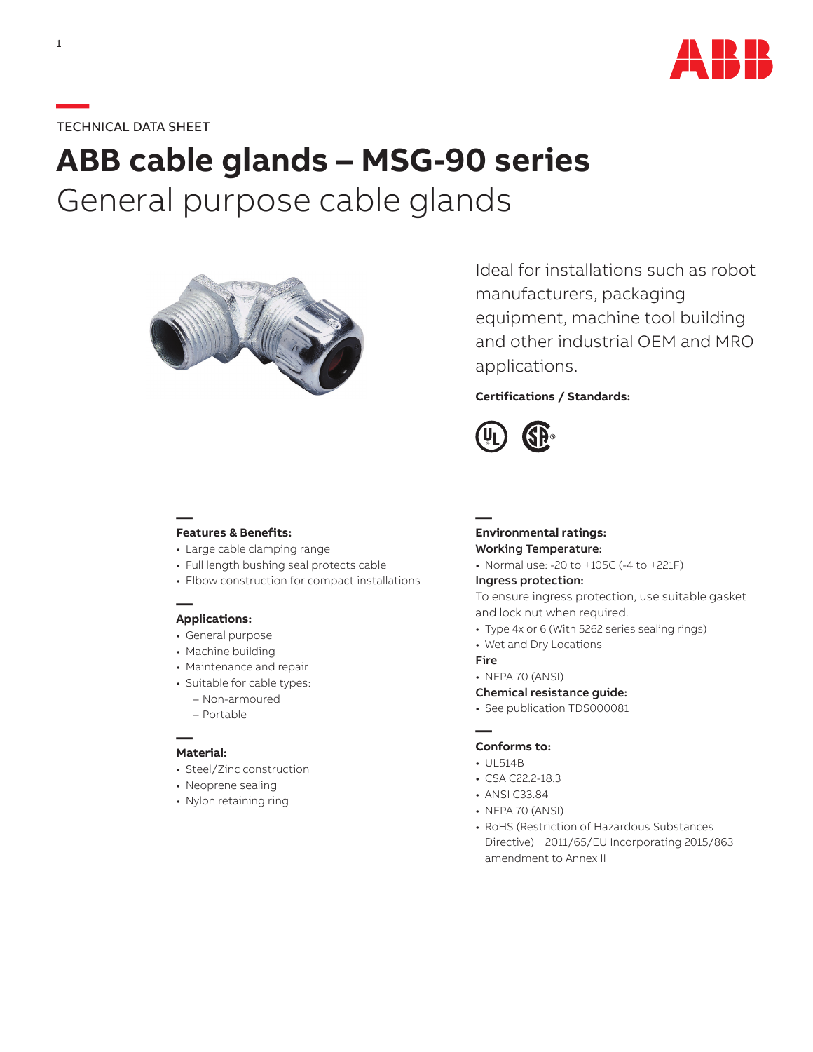TECHNICAL DATA SHEET

# ABB cable glands – MSG-90 series

## General purpose cable glands

Ideal for installations such as robot manufacturers, packaging equipment, machine tool building and other industrial OEM and MRO applications.

**Certifications / Standards:**

### Features & Benefits:

- Large cable clamping range
- Full length bushing seal protects cable
- Elbow construction for compact installations

### Applications:

- General purpose
- Machine building
- Maintenance and repair
- Suitable for cable types:
  - Non-armoured
  - Portable

### Material:

- Steel/Zinc construction
- Neoprene sealing
- Nylon retaining ring

### Environmental ratings:

**Working Temperature:**

- Normal use: -20 to +105C (-4 to +221F)

**Ingress protection:**

To ensure ingress protection, use suitable gasket and lock nut when required.

- Type 4x or 6 (With 5262 series sealing rings)
- Wet and Dry Locations

**Fire**

- NFPA 70 (ANSI)

**Chemical resistance guide:**

- See publication TDS000081

### Conforms to:

- UL514B
- CSA C22.2-18.3
- ANSI C33.84
- NFPA 70 (ANSI)
- RoHS (Restriction of Hazardous Substances Directive) 2011/65/EU Incorporating 2015/863 amendment to Annex II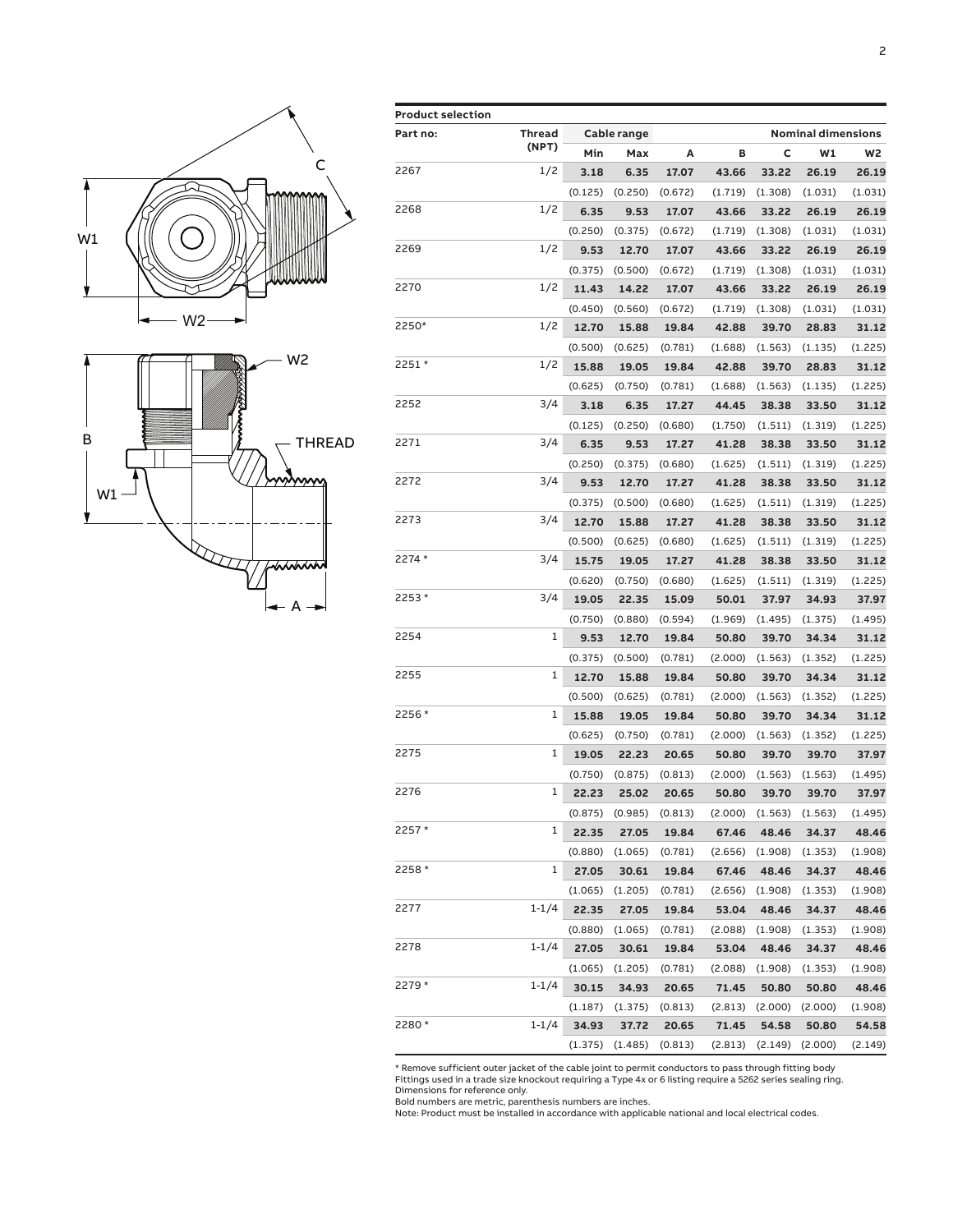**Product selection**

| Part no: | Thread (NPT) | Cable range | | Nominal dimensions | | | | |
|---|---|---|---|---|---|---|---|---|
| | | Min | Max | A | B | C | W1 | W2 |
| 2267 | 1/2 | **3.18** | **6.35** | **17.07** | **43.66** | **33.22** | **26.19** | **26.19** |
| | | (0.125) | (0.250) | (0.672) | (1.719) | (1.308) | (1.031) | (1.031) |
| 2268 | 1/2 | **6.35** | **9.53** | **17.07** | **43.66** | **33.22** | **26.19** | **26.19** |
| | | (0.250) | (0.375) | (0.672) | (1.719) | (1.308) | (1.031) | (1.031) |
| 2269 | 1/2 | **9.53** | **12.70** | **17.07** | **43.66** | **33.22** | **26.19** | **26.19** |
| | | (0.375) | (0.500) | (0.672) | (1.719) | (1.308) | (1.031) | (1.031) |
| 2270 | 1/2 | **11.43** | **14.22** | **17.07** | **43.66** | **33.22** | **26.19** | **26.19** |
| | | (0.450) | (0.560) | (0.672) | (1.719) | (1.308) | (1.031) | (1.031) |
| 2250* | 1/2 | **12.70** | **15.88** | **19.84** | **42.88** | **39.70** | **28.83** | **31.12** |
| | | (0.500) | (0.625) | (0.781) | (1.688) | (1.563) | (1.135) | (1.225) |
| 2251* | 1/2 | **15.88** | **19.05** | **19.84** | **42.88** | **39.70** | **28.83** | **31.12** |
| | | (0.625) | (0.750) | (0.781) | (1.688) | (1.563) | (1.135) | (1.225) |
| 2252 | 3/4 | **3.18** | **6.35** | **17.27** | **44.45** | **38.38** | **33.50** | **31.12** |
| | | (0.125) | (0.250) | (0.680) | (1.750) | (1.511) | (1.319) | (1.225) |
| 2271 | 3/4 | **6.35** | **9.53** | **17.27** | **41.28** | **38.38** | **33.50** | **31.12** |
| | | (0.250) | (0.375) | (0.680) | (1.625) | (1.511) | (1.319) | (1.225) |
| 2272 | 3/4 | **9.53** | **12.70** | **17.27** | **41.28** | **38.38** | **33.50** | **31.12** |
| | | (0.375) | (0.500) | (0.680) | (1.625) | (1.511) | (1.319) | (1.225) |
| 2273 | 3/4 | **12.70** | **15.88** | **17.27** | **41.28** | **38.38** | **33.50** | **31.12** |
| | | (0.500) | (0.625) | (0.680) | (1.625) | (1.511) | (1.319) | (1.225) |
| 2274* | 3/4 | **15.75** | **19.05** | **17.27** | **41.28** | **38.38** | **33.50** | **31.12** |
| | | (0.620) | (0.750) | (0.680) | (1.625) | (1.511) | (1.319) | (1.225) |
| 2253* | 3/4 | **19.05** | **22.35** | **15.09** | **50.01** | **37.97** | **34.93** | **37.97** |
| | | (0.750) | (0.880) | (0.594) | (1.969) | (1.495) | (1.375) | (1.495) |
| 2254 | 1 | **9.53** | **12.70** | **19.84** | **50.80** | **39.70** | **34.34** | **31.12** |
| | | (0.375) | (0.500) | (0.781) | (2.000) | (1.563) | (1.352) | (1.225) |
| 2255 | 1 | **12.70** | **15.88** | **19.84** | **50.80** | **39.70** | **34.34** | **31.12** |
| | | (0.500) | (0.625) | (0.781) | (2.000) | (1.563) | (1.352) | (1.225) |
| 2256* | 1 | **15.88** | **19.05** | **19.84** | **50.80** | **39.70** | **34.34** | **31.12** |
| | | (0.625) | (0.750) | (0.781) | (2.000) | (1.563) | (1.352) | (1.225) |
| 2275 | 1 | **19.05** | **22.23** | **20.65** | **50.80** | **39.70** | **39.70** | **37.97** |
| | | (0.750) | (0.875) | (0.813) | (2.000) | (1.563) | (1.563) | (1.495) |
| 2276 | 1 | **22.23** | **25.02** | **20.65** | **50.80** | **39.70** | **39.70** | **37.97** |
| | | (0.875) | (0.985) | (0.813) | (2.000) | (1.563) | (1.563) | (1.495) |
| 2257* | 1 | **22.35** | **27.05** | **19.84** | **67.46** | **48.46** | **34.37** | **48.46** |
| | | (0.880) | (1.065) | (0.781) | (2.656) | (1.908) | (1.353) | (1.908) |
| 2258* | 1 | **27.05** | **30.61** | **19.84** | **67.46** | **48.46** | **34.37** | **48.46** |
| | | (1.065) | (1.205) | (0.781) | (2.656) | (1.908) | (1.353) | (1.908) |
| 2277 | 1-1/4 | **22.35** | **27.05** | **19.84** | **53.04** | **48.46** | **34.37** | **48.46** |
| | | (0.880) | (1.065) | (0.781) | (2.088) | (1.908) | (1.353) | (1.908) |
| 2278 | 1-1/4 | **27.05** | **30.61** | **19.84** | **53.04** | **48.46** | **34.37** | **48.46** |
| | | (1.065) | (1.205) | (0.781) | (2.088) | (1.908) | (1.353) | (1.908) |
| 2279* | 1-1/4 | **30.15** | **34.93** | **20.65** | **71.45** | **50.80** | **50.80** | **48.46** |
| | | (1.187) | (1.375) | (0.813) | (2.813) | (2.000) | (2.000) | (1.908) |
| 2280* | 1-1/4 | **34.93** | **37.72** | **20.65** | **71.45** | **54.58** | **50.80** | **54.58** |
| | | (1.375) | (1.485) | (0.813) | (2.813) | (2.149) | (2.000) | (2.149) |

* Remove sufficient outer jacket of the cable joint to permit conductors to pass through fitting body
Fittings used in a trade size knockout requiring a Type 4x or 6 listing require a 5262 series sealing ring.
Dimensions for reference only.
Bold numbers are metric, parenthesis numbers are inches.
Note: Product must be installed in accordance with applicable national and local electrical codes.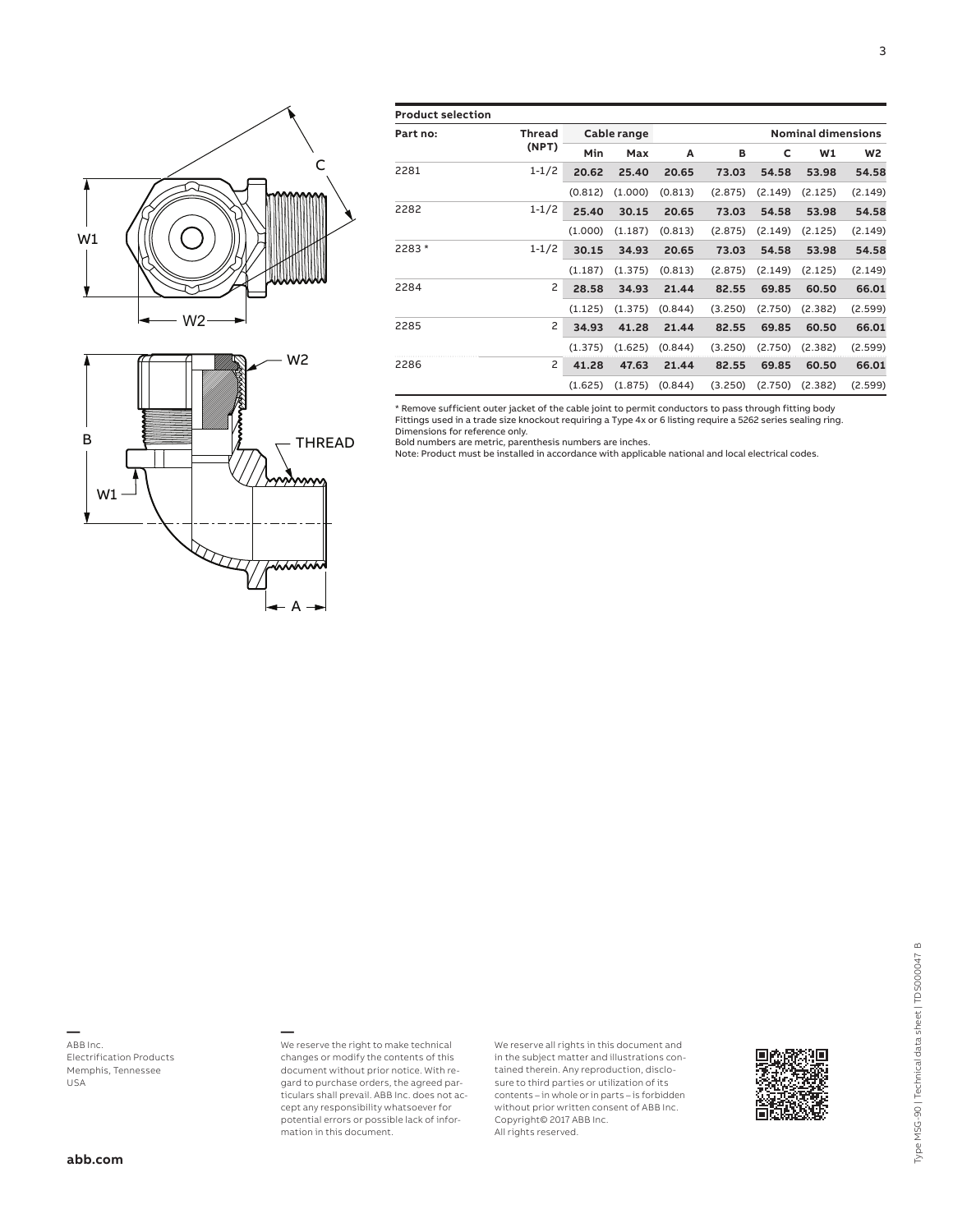**Product selection**

| Part no: | Thread (NPT) | Cable range | | | | Nominal dimensions | | |
|---|---|---|---|---|---|---|---|---|
| | | Min | Max | A | B | C | W1 | W2 |
| 2281 | 1-1/2 | **20.62** | **25.40** | **20.65** | **73.03** | **54.58** | **53.98** | **54.58** |
| | | (0.812) | (1.000) | (0.813) | (2.875) | (2.149) | (2.125) | (2.149) |
| 2282 | 1-1/2 | **25.40** | **30.15** | **20.65** | **73.03** | **54.58** | **53.98** | **54.58** |
| | | (1.000) | (1.187) | (0.813) | (2.875) | (2.149) | (2.125) | (2.149) |
| 2283 * | 1-1/2 | **30.15** | **34.93** | **20.65** | **73.03** | **54.58** | **53.98** | **54.58** |
| | | (1.187) | (1.375) | (0.813) | (2.875) | (2.149) | (2.125) | (2.149) |
| 2284 | 2 | **28.58** | **34.93** | **21.44** | **82.55** | **69.85** | **60.50** | **66.01** |
| | | (1.125) | (1.375) | (0.844) | (3.250) | (2.750) | (2.382) | (2.599) |
| 2285 | 2 | **34.93** | **41.28** | **21.44** | **82.55** | **69.85** | **60.50** | **66.01** |
| | | (1.375) | (1.625) | (0.844) | (3.250) | (2.750) | (2.382) | (2.599) |
| 2286 | 2 | **41.28** | **47.63** | **21.44** | **82.55** | **69.85** | **60.50** | **66.01** |
| | | (1.625) | (1.875) | (0.844) | (3.250) | (2.750) | (2.382) | (2.599) |

* Remove sufficient outer jacket of the cable joint to permit conductors to pass through fitting body
Fittings used in a trade size knockout requiring a Type 4x or 6 listing require a 5262 series sealing ring.
Dimensions for reference only.
Bold numbers are metric, parenthesis numbers are inches.
Note: Product must be installed in accordance with applicable national and local electrical codes.

C
W1
W2
B
THREAD
A

ABB Inc.
Electrification Products
Memphis, Tennessee
USA

We reserve the right to make technical changes or modify the contents of this document without prior notice. With regard to purchase orders, the agreed particulars shall prevail. ABB Inc. does not accept any responsibility whatsoever for potential errors or possible lack of information in this document.

We reserve all rights in this document and in the subject matter and illustrations contained therein. Any reproduction, disclosure to third parties or utilization of its contents – in whole or in parts – is forbidden without prior written consent of ABB Inc.
Copyright© 2017 ABB Inc.
All rights reserved.

**abb.com**